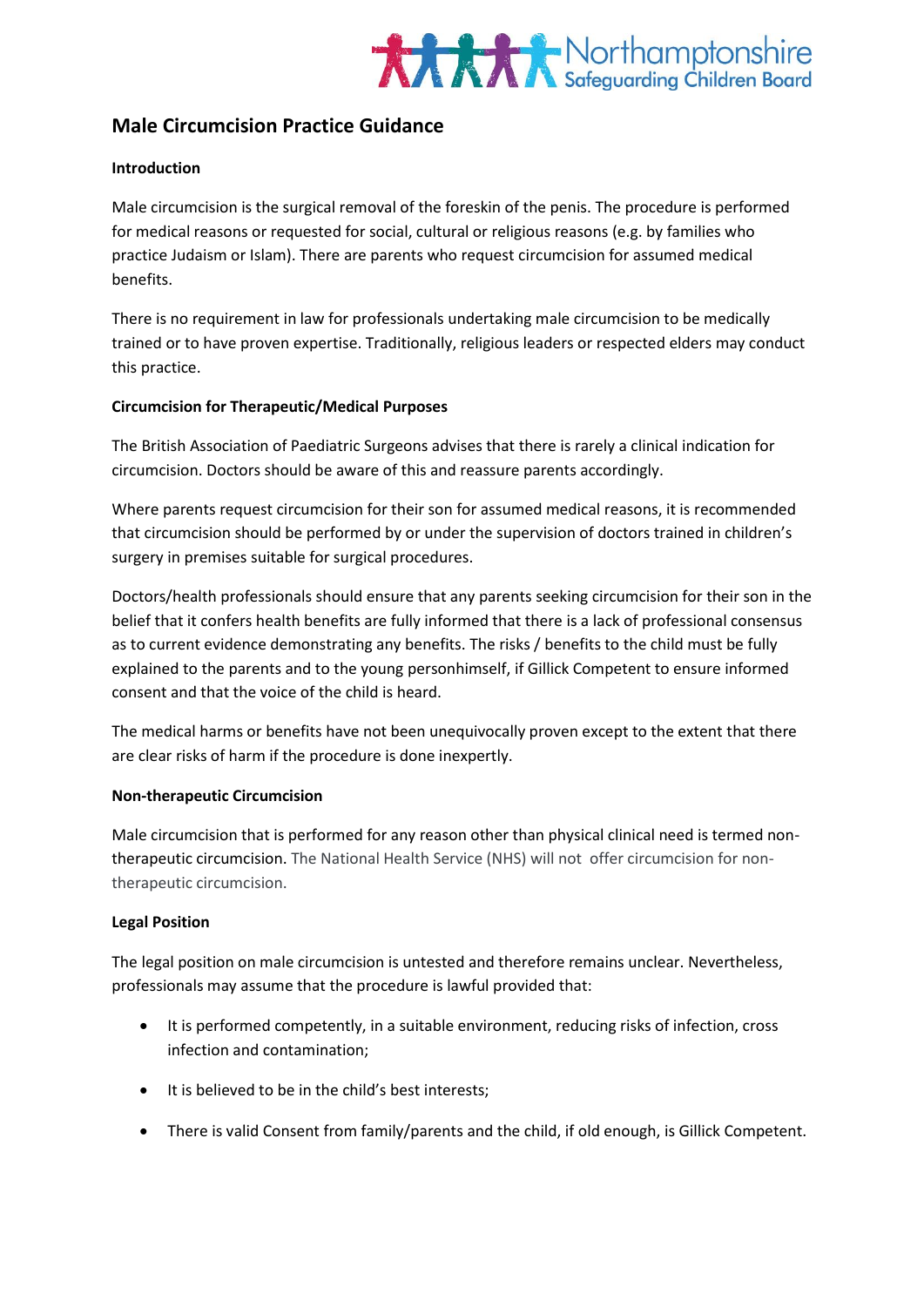# Male Circumcision Practice Guidance

### Introduction

Male circumcision is the surgical removal of the foreskin of the penis. The procedure is performed for medical reasons or requested for social, cultural or religious reasons (e.g. by families who practice Judaism or Islam). There are parents who request circumcision for assumed medical benefits.

There is no requirement in law for professionals undertaking male circumcision to be medically trained or to have proven expertise. Traditionally, religious leaders or respected elders may conduct this practice.

### Circumcision for Therapeutic/Medical Purposes

The British Association of Paediatric Surgeons advises that there is rarely a clinical indication for circumcision. Doctors should be aware of this and reassure parents accordingly.

Where parents request circumcision for their son for assumed medical reasons, it is recommended that circumcision should be performed by or under the supervision of doctors trained in children's surgery in premises suitable for surgical procedures.

Doctors/health professionals should ensure that any parents seeking circumcision for their son in the belief that it confers health benefits are fully informed that there is a lack of professional consensus as to current evidence demonstrating any benefits. The risks / benefits to the child must be fully explained to the parents and to the young personhimself, if Gillick Competent to ensure informed consent and that the voice of the child is heard.

The medical harms or benefits have not been unequivocally proven except to the extent that there are clear risks of harm if the procedure is done inexpertly.

### Non-therapeutic Circumcision

Male circumcision that is performed for any reason other than physical clinical need is termed non-therapeutic circumcision. The National Health Service (NHS) will not offer circumcision for non-therapeutic circumcision.

### Legal Position

The legal position on male circumcision is untested and therefore remains unclear. Nevertheless, professionals may assume that the procedure is lawful provided that:

- It is performed competently, in a suitable environment, reducing risks of infection, cross infection and contamination;
- It is believed to be in the child's best interests;
- There is valid Consent from family/parents and the child, if old enough, is Gillick Competent.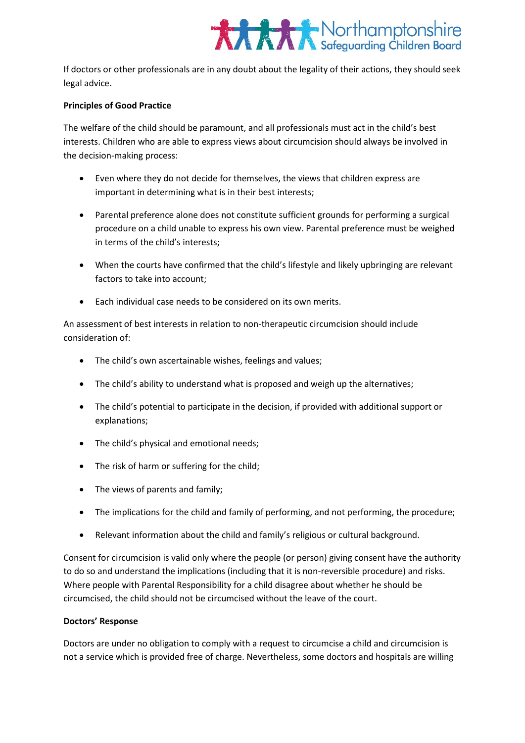If doctors or other professionals are in any doubt about the legality of their actions, they should seek legal advice.

**Principles of Good Practice**

The welfare of the child should be paramount, and all professionals must act in the child's best interests. Children who are able to express views about circumcision should always be involved in the decision-making process:

- Even where they do not decide for themselves, the views that children express are important in determining what is in their best interests;
- Parental preference alone does not constitute sufficient grounds for performing a surgical procedure on a child unable to express his own view. Parental preference must be weighed in terms of the child's interests;
- When the courts have confirmed that the child's lifestyle and likely upbringing are relevant factors to take into account;
- Each individual case needs to be considered on its own merits.

An assessment of best interests in relation to non-therapeutic circumcision should include consideration of:

- The child's own ascertainable wishes, feelings and values;
- The child's ability to understand what is proposed and weigh up the alternatives;
- The child's potential to participate in the decision, if provided with additional support or explanations;
- The child's physical and emotional needs;
- The risk of harm or suffering for the child;
- The views of parents and family;
- The implications for the child and family of performing, and not performing, the procedure;
- Relevant information about the child and family's religious or cultural background.

Consent for circumcision is valid only where the people (or person) giving consent have the authority to do so and understand the implications (including that it is non-reversible procedure) and risks. Where people with Parental Responsibility for a child disagree about whether he should be circumcised, the child should not be circumcised without the leave of the court.

**Doctors' Response**

Doctors are under no obligation to comply with a request to circumcise a child and circumcision is not a service which is provided free of charge. Nevertheless, some doctors and hospitals are willing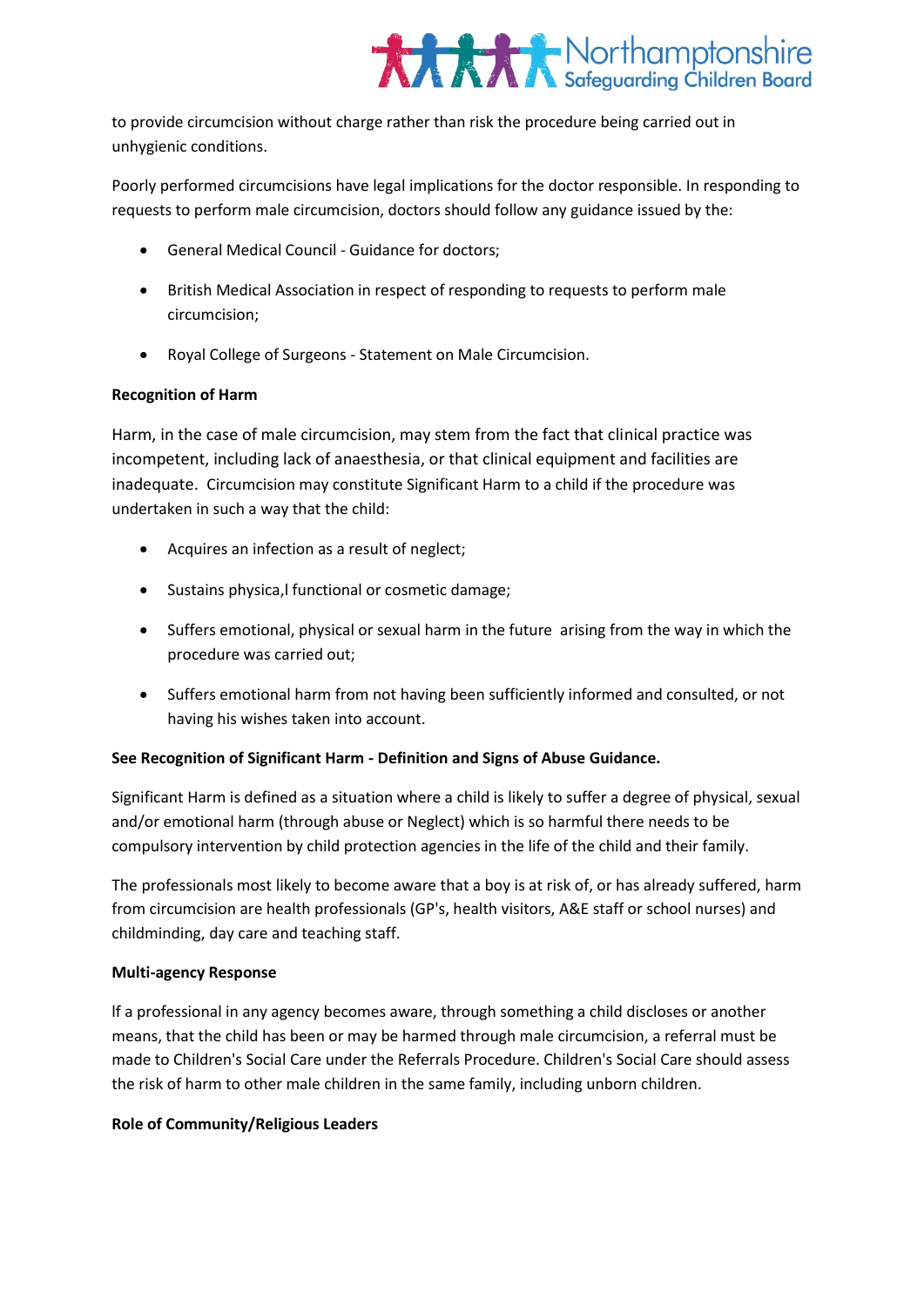to provide circumcision without charge rather than risk the procedure being carried out in unhygienic conditions.

Poorly performed circumcisions have legal implications for the doctor responsible. In responding to requests to perform male circumcision, doctors should follow any guidance issued by the:

- General Medical Council - Guidance for doctors;
- British Medical Association in respect of responding to requests to perform male circumcision;
- Royal College of Surgeons - Statement on Male Circumcision.

**Recognition of Harm**

Harm, in the case of male circumcision, may stem from the fact that clinical practice was incompetent, including lack of anaesthesia, or that clinical equipment and facilities are inadequate. Circumcision may constitute Significant Harm to a child if the procedure was undertaken in such a way that the child:

- Acquires an infection as a result of neglect;
- Sustains physica,l functional or cosmetic damage;
- Suffers emotional, physical or sexual harm in the future arising from the way in which the procedure was carried out;
- Suffers emotional harm from not having been sufficiently informed and consulted, or not having his wishes taken into account.

**See Recognition of Significant Harm - Definition and Signs of Abuse Guidance.**

Significant Harm is defined as a situation where a child is likely to suffer a degree of physical, sexual and/or emotional harm (through abuse or Neglect) which is so harmful there needs to be compulsory intervention by child protection agencies in the life of the child and their family.

The professionals most likely to become aware that a boy is at risk of, or has already suffered, harm from circumcision are health professionals (GP's, health visitors, A&E staff or school nurses) and childminding, day care and teaching staff.

**Multi-agency Response**

If a professional in any agency becomes aware, through something a child discloses or another means, that the child has been or may be harmed through male circumcision, a referral must be made to Children's Social Care under the Referrals Procedure. Children's Social Care should assess the risk of harm to other male children in the same family, including unborn children.

**Role of Community/Religious Leaders**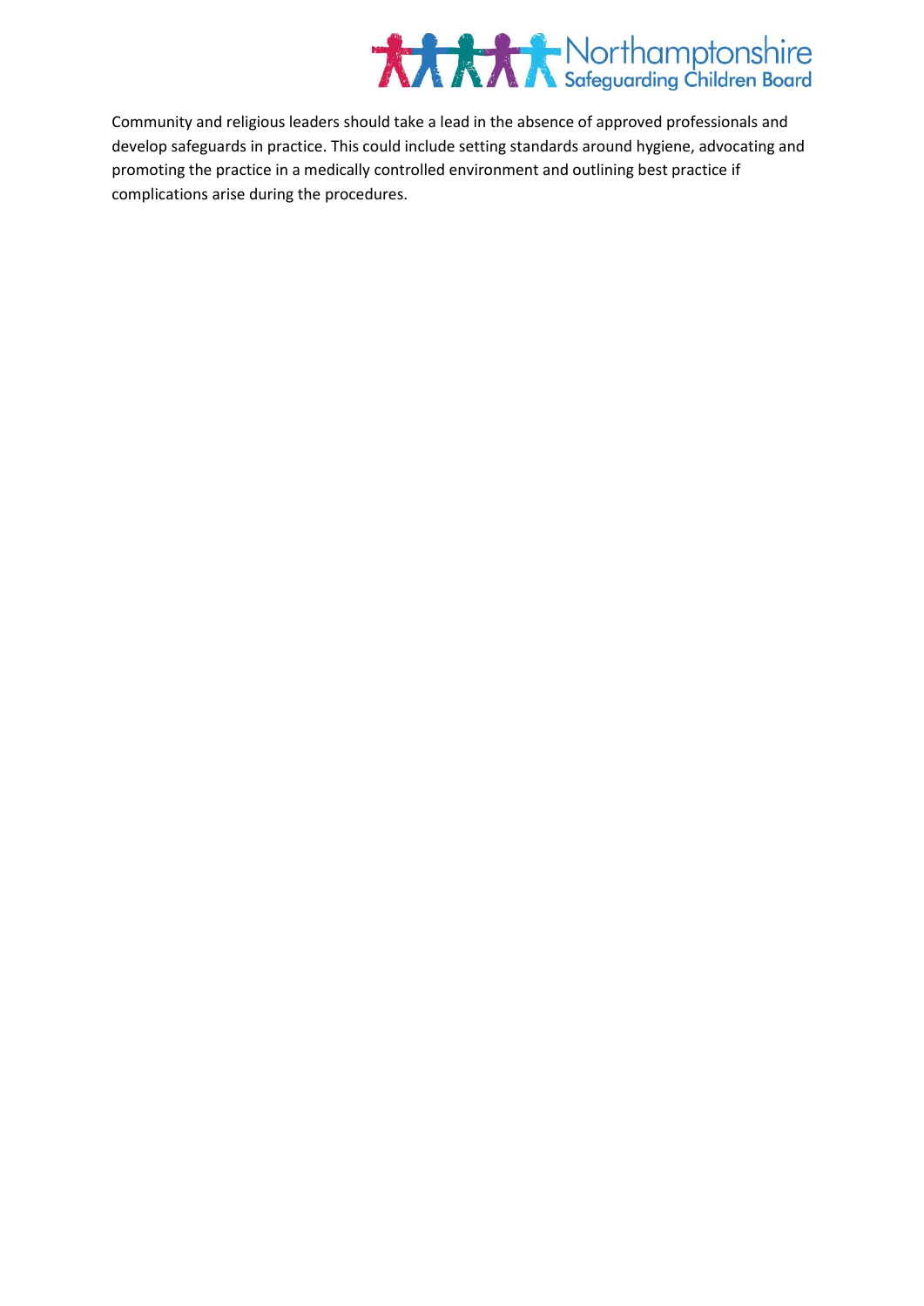Community and religious leaders should take a lead in the absence of approved professionals and develop safeguards in practice. This could include setting standards around hygiene, advocating and promoting the practice in a medically controlled environment and outlining best practice if complications arise during the procedures.